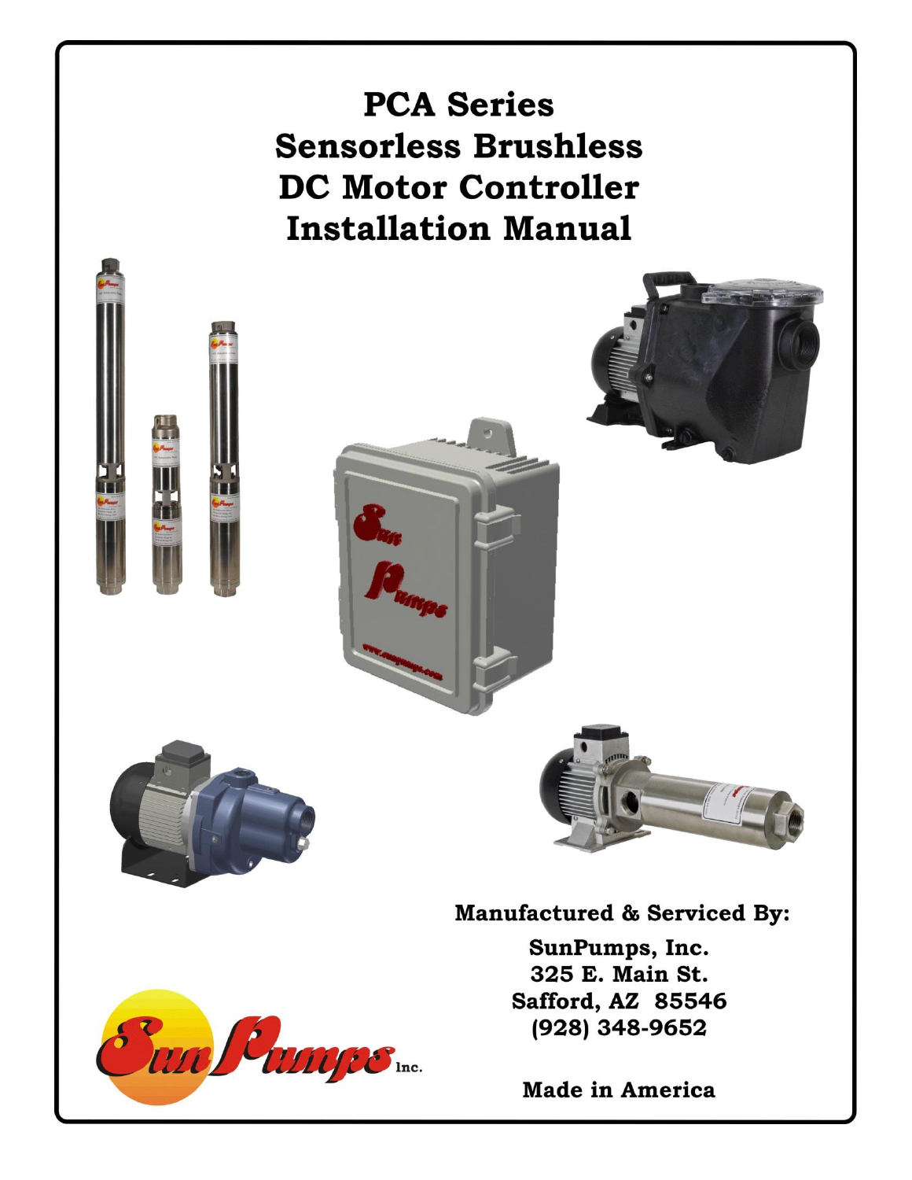# PCA Series Sensorless Brushless DC Motor Controller Installation Manual

**Manufactured & Serviced By:**

**SunPumps, Inc.**
**325 E. Main St.**
**Safford, AZ 85546**
**(928) 348-9652**

**Made in America**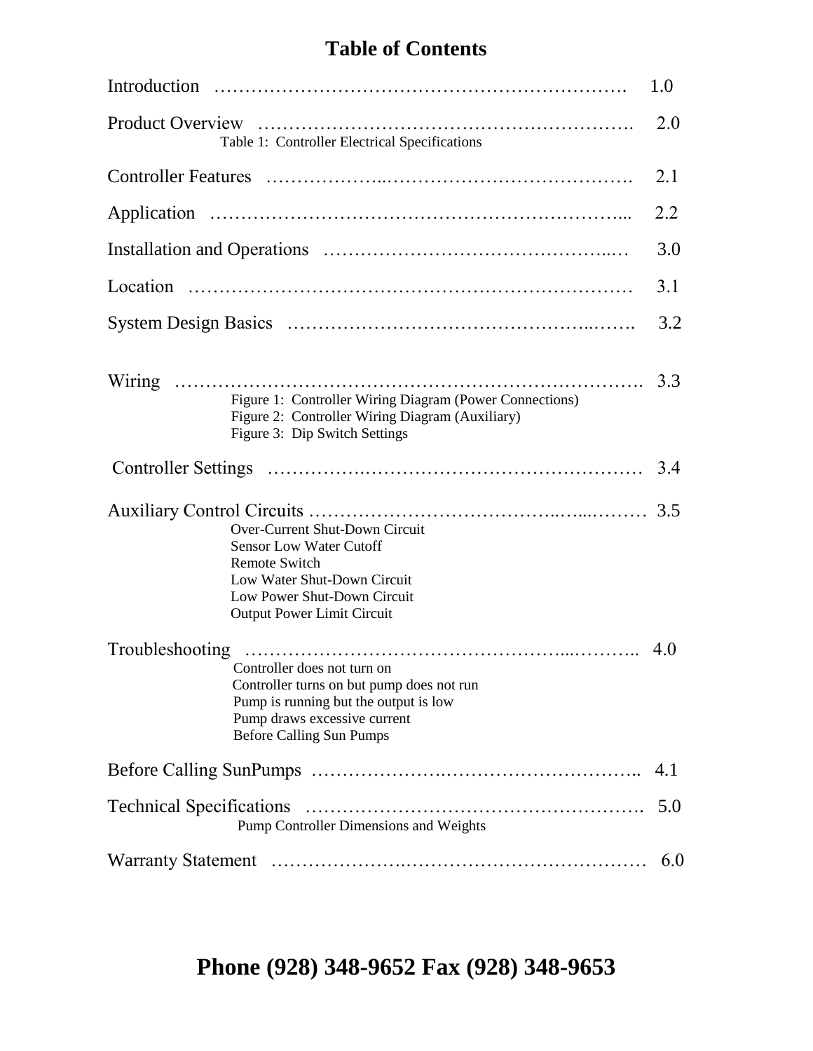# Table of Contents

| | |
|---|---|
| Introduction | 1.0 |
| Product Overview | 2.0 |
| Table 1: Controller Electrical Specifications | |
| Controller Features | 2.1 |
| Application | 2.2 |
| Installation and Operations | 3.0 |
| Location | 3.1 |
| System Design Basics | 3.2 |
| Wiring | 3.3 |
| Figure 1: Controller Wiring Diagram (Power Connections) | |
| Figure 2: Controller Wiring Diagram (Auxiliary) | |
| Figure 3: Dip Switch Settings | |
| Controller Settings | 3.4 |
| Auxiliary Control Circuits | 3.5 |
| Over-Current Shut-Down Circuit | |
| Sensor Low Water Cutoff | |
| Remote Switch | |
| Low Water Shut-Down Circuit | |
| Low Power Shut-Down Circuit | |
| Output Power Limit Circuit | |
| Troubleshooting | 4.0 |
| Controller does not turn on | |
| Controller turns on but pump does not run | |
| Pump is running but the output is low | |
| Pump draws excessive current | |
| Before Calling Sun Pumps | |
| Before Calling SunPumps | 4.1 |
| Technical Specifications | 5.0 |
| Pump Controller Dimensions and Weights | |
| Warranty Statement | 6.0 |

**Phone (928) 348-9652 Fax (928) 348-9653**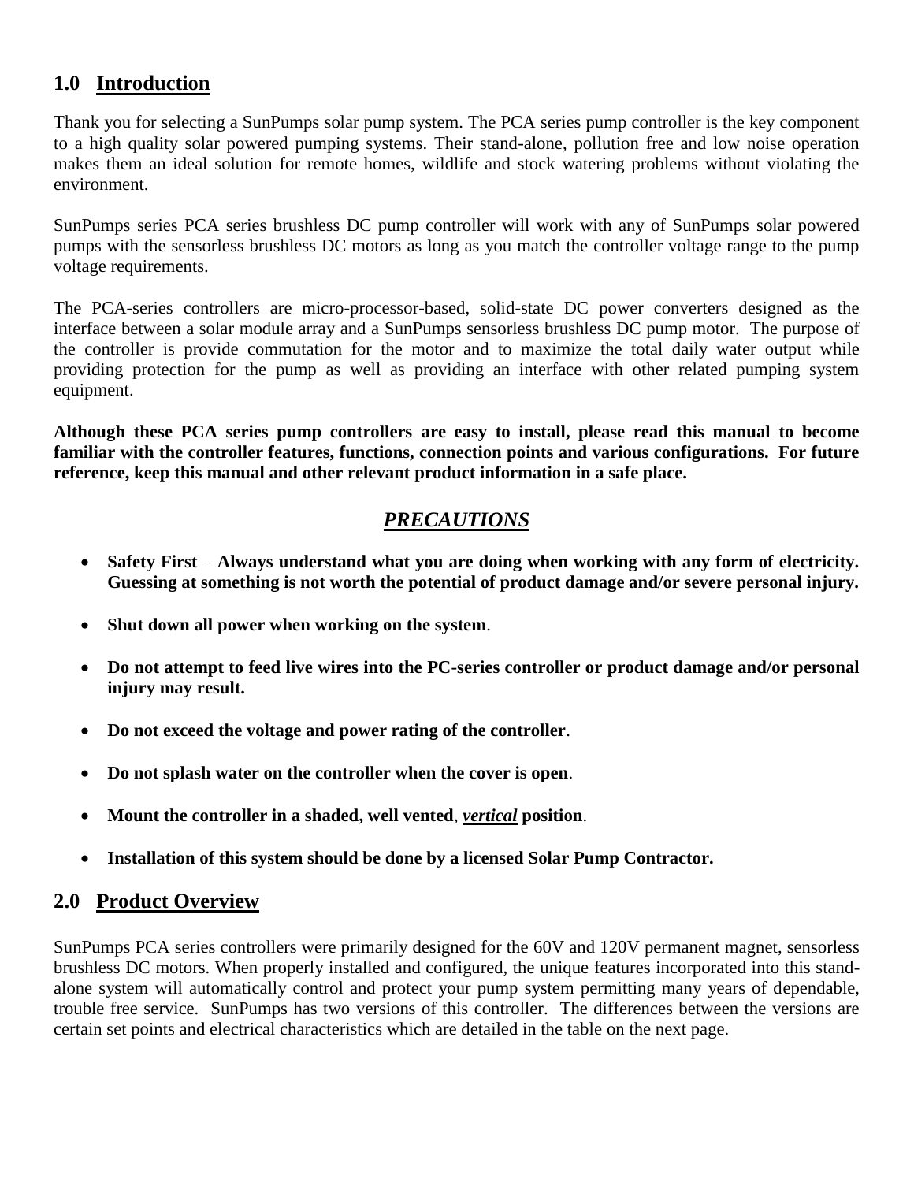## 1.0 Introduction

Thank you for selecting a SunPumps solar pump system. The PCA series pump controller is the key component to a high quality solar powered pumping systems. Their stand-alone, pollution free and low noise operation makes them an ideal solution for remote homes, wildlife and stock watering problems without violating the environment.

SunPumps series PCA series brushless DC pump controller will work with any of SunPumps solar powered pumps with the sensorless brushless DC motors as long as you match the controller voltage range to the pump voltage requirements.

The PCA-series controllers are micro-processor-based, solid-state DC power converters designed as the interface between a solar module array and a SunPumps sensorless brushless DC pump motor. The purpose of the controller is provide commutation for the motor and to maximize the total daily water output while providing protection for the pump as well as providing an interface with other related pumping system equipment.

**Although these PCA series pump controllers are easy to install, please read this manual to become familiar with the controller features, functions, connection points and various configurations. For future reference, keep this manual and other relevant product information in a safe place.**

### *PRECAUTIONS*

- **Safety First** – **Always understand what you are doing when working with any form of electricity. Guessing at something is not worth the potential of product damage and/or severe personal injury.**
- **Shut down all power when working on the system**.
- **Do not attempt to feed live wires into the PC-series controller or product damage and/or personal injury may result.**
- **Do not exceed the voltage and power rating of the controller**.
- **Do not splash water on the controller when the cover is open**.
- **Mount the controller in a shaded, well vented**, ***vertical*** **position**.
- **Installation of this system should be done by a licensed Solar Pump Contractor.**

## 2.0 Product Overview

SunPumps PCA series controllers were primarily designed for the 60V and 120V permanent magnet, sensorless brushless DC motors. When properly installed and configured, the unique features incorporated into this stand-alone system will automatically control and protect your pump system permitting many years of dependable, trouble free service. SunPumps has two versions of this controller. The differences between the versions are certain set points and electrical characteristics which are detailed in the table on the next page.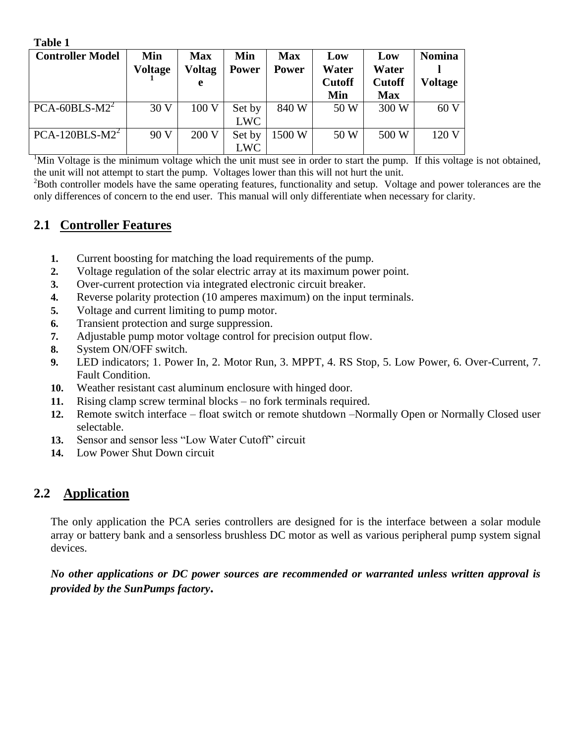**Table 1**

| Controller Model | Min Voltage[1] | Max Voltage | Min Power | Max Power | Low Water Cutoff Min | Low Water Cutoff Max | Nominal Voltage |
|---|---|---|---|---|---|---|---|
| PCA-60BLS-M2[2] | 30 V | 100 V | Set by LWC | 840 W | 50 W | 300 W | 60 V |
| PCA-120BLS-M2[2] | 90 V | 200 V | Set by LWC | 1500 W | 50 W | 500 W | 120 V |

[1]Min Voltage is the minimum voltage which the unit must see in order to start the pump. If this voltage is not obtained, the unit will not attempt to start the pump. Voltages lower than this will not hurt the unit.
[2]Both controller models have the same operating features, functionality and setup. Voltage and power tolerances are the only differences of concern to the end user. This manual will only differentiate when necessary for clarity.

## 2.1 Controller Features

1. Current boosting for matching the load requirements of the pump.
2. Voltage regulation of the solar electric array at its maximum power point.
3. Over-current protection via integrated electronic circuit breaker.
4. Reverse polarity protection (10 amperes maximum) on the input terminals.
5. Voltage and current limiting to pump motor.
6. Transient protection and surge suppression.
7. Adjustable pump motor voltage control for precision output flow.
8. System ON/OFF switch.
9. LED indicators; 1. Power In, 2. Motor Run, 3. MPPT, 4. RS Stop, 5. Low Power, 6. Over-Current, 7. Fault Condition.
10. Weather resistant cast aluminum enclosure with hinged door.
11. Rising clamp screw terminal blocks – no fork terminals required.
12. Remote switch interface – float switch or remote shutdown –Normally Open or Normally Closed user selectable.
13. Sensor and sensor less "Low Water Cutoff" circuit
14. Low Power Shut Down circuit

## 2.2 Application

The only application the PCA series controllers are designed for is the interface between a solar module array or battery bank and a sensorless brushless DC motor as well as various peripheral pump system signal devices.

***No other applications or DC power sources are recommended or warranted unless written approval is provided by the SunPumps factory.***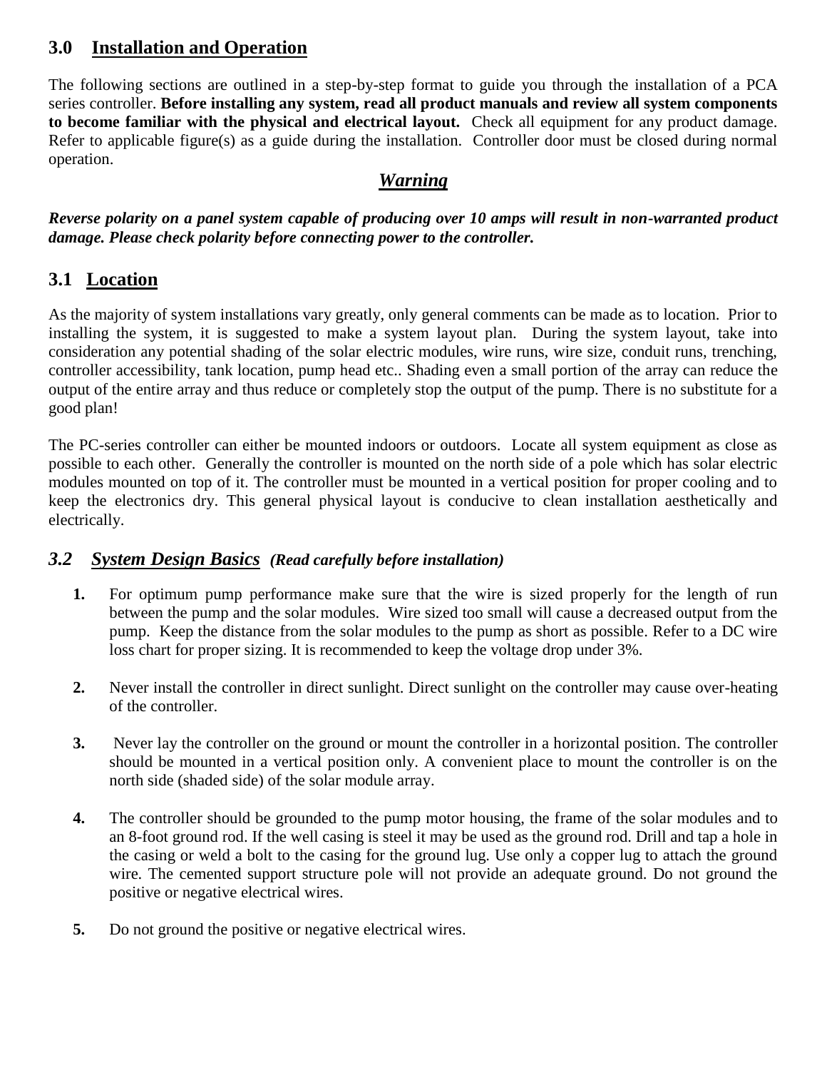## 3.0 Installation and Operation

The following sections are outlined in a step-by-step format to guide you through the installation of a PCA series controller. **Before installing any system, read all product manuals and review all system components to become familiar with the physical and electrical layout.** Check all equipment for any product damage. Refer to applicable figure(s) as a guide during the installation. Controller door must be closed during normal operation.

***Warning***

***Reverse polarity on a panel system capable of producing over 10 amps will result in non-warranted product damage. Please check polarity before connecting power to the controller.***

## 3.1 Location

As the majority of system installations vary greatly, only general comments can be made as to location. Prior to installing the system, it is suggested to make a system layout plan. During the system layout, take into consideration any potential shading of the solar electric modules, wire runs, wire size, conduit runs, trenching, controller accessibility, tank location, pump head etc.. Shading even a small portion of the array can reduce the output of the entire array and thus reduce or completely stop the output of the pump. There is no substitute for a good plan!

The PC-series controller can either be mounted indoors or outdoors. Locate all system equipment as close as possible to each other. Generally the controller is mounted on the north side of a pole which has solar electric modules mounted on top of it. The controller must be mounted in a vertical position for proper cooling and to keep the electronics dry. This general physical layout is conducive to clean installation aesthetically and electrically.

## *3.2 System Design Basics* *(Read carefully before installation)*

1. For optimum pump performance make sure that the wire is sized properly for the length of run between the pump and the solar modules. Wire sized too small will cause a decreased output from the pump. Keep the distance from the solar modules to the pump as short as possible. Refer to a DC wire loss chart for proper sizing. It is recommended to keep the voltage drop under 3%.

2. Never install the controller in direct sunlight. Direct sunlight on the controller may cause over-heating of the controller.

3. Never lay the controller on the ground or mount the controller in a horizontal position. The controller should be mounted in a vertical position only. A convenient place to mount the controller is on the north side (shaded side) of the solar module array.

4. The controller should be grounded to the pump motor housing, the frame of the solar modules and to an 8-foot ground rod. If the well casing is steel it may be used as the ground rod. Drill and tap a hole in the casing or weld a bolt to the casing for the ground lug. Use only a copper lug to attach the ground wire. The cemented support structure pole will not provide an adequate ground. Do not ground the positive or negative electrical wires.

5. Do not ground the positive or negative electrical wires.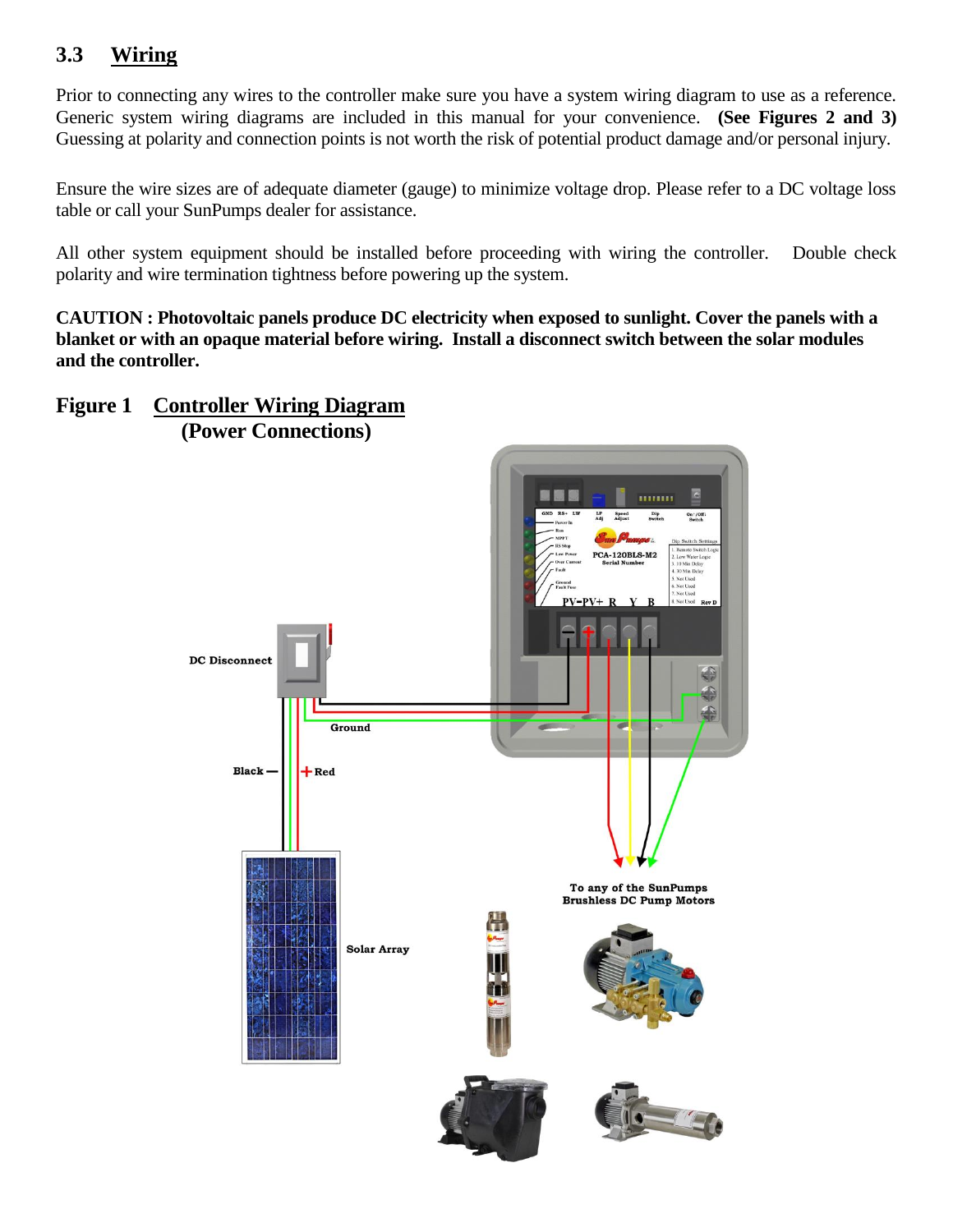## 3.3 Wiring

Prior to connecting any wires to the controller make sure you have a system wiring diagram to use as a reference. Generic system wiring diagrams are included in this manual for your convenience. **(See Figures 2 and 3)** Guessing at polarity and connection points is not worth the risk of potential product damage and/or personal injury.

Ensure the wire sizes are of adequate diameter (gauge) to minimize voltage drop. Please refer to a DC voltage loss table or call your SunPumps dealer for assistance.

All other system equipment should be installed before proceeding with wiring the controller. Double check polarity and wire termination tightness before powering up the system.

**CAUTION : Photovoltaic panels produce DC electricity when exposed to sunlight. Cover the panels with a blanket or with an opaque material before wiring. Install a disconnect switch between the solar modules and the controller.**

### Figure 1 Controller Wiring Diagram (Power Connections)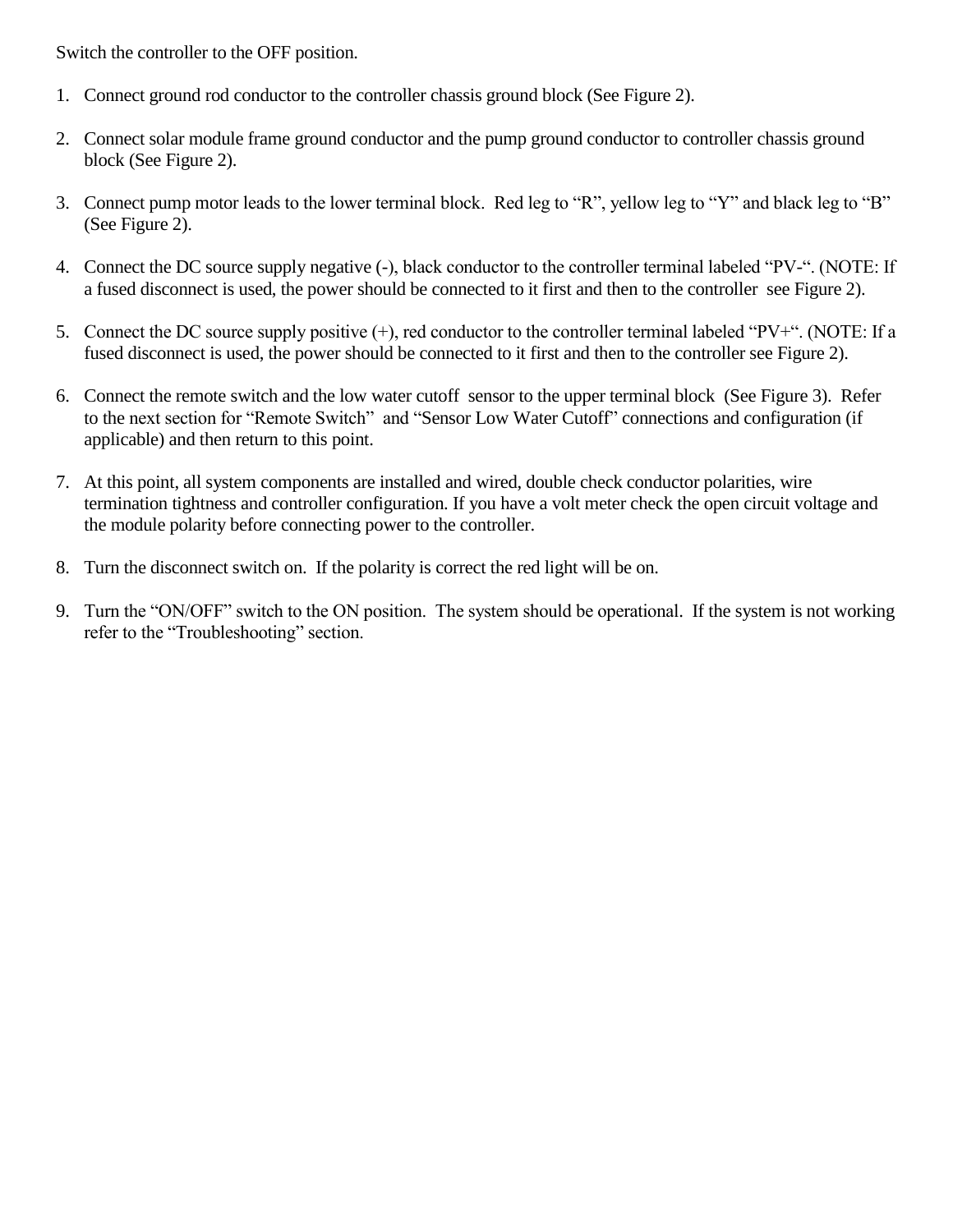Switch the controller to the OFF position.

1. Connect ground rod conductor to the controller chassis ground block (See Figure 2).

2. Connect solar module frame ground conductor and the pump ground conductor to controller chassis ground block (See Figure 2).

3. Connect pump motor leads to the lower terminal block. Red leg to "R", yellow leg to "Y" and black leg to "B" (See Figure 2).

4. Connect the DC source supply negative (-), black conductor to the controller terminal labeled "PV-". (NOTE: If a fused disconnect is used, the power should be connected to it first and then to the controller see Figure 2).

5. Connect the DC source supply positive (+), red conductor to the controller terminal labeled "PV+". (NOTE: If a fused disconnect is used, the power should be connected to it first and then to the controller see Figure 2).

6. Connect the remote switch and the low water cutoff sensor to the upper terminal block (See Figure 3). Refer to the next section for "Remote Switch" and "Sensor Low Water Cutoff" connections and configuration (if applicable) and then return to this point.

7. At this point, all system components are installed and wired, double check conductor polarities, wire termination tightness and controller configuration. If you have a volt meter check the open circuit voltage and the module polarity before connecting power to the controller.

8. Turn the disconnect switch on. If the polarity is correct the red light will be on.

9. Turn the "ON/OFF" switch to the ON position. The system should be operational. If the system is not working refer to the "Troubleshooting" section.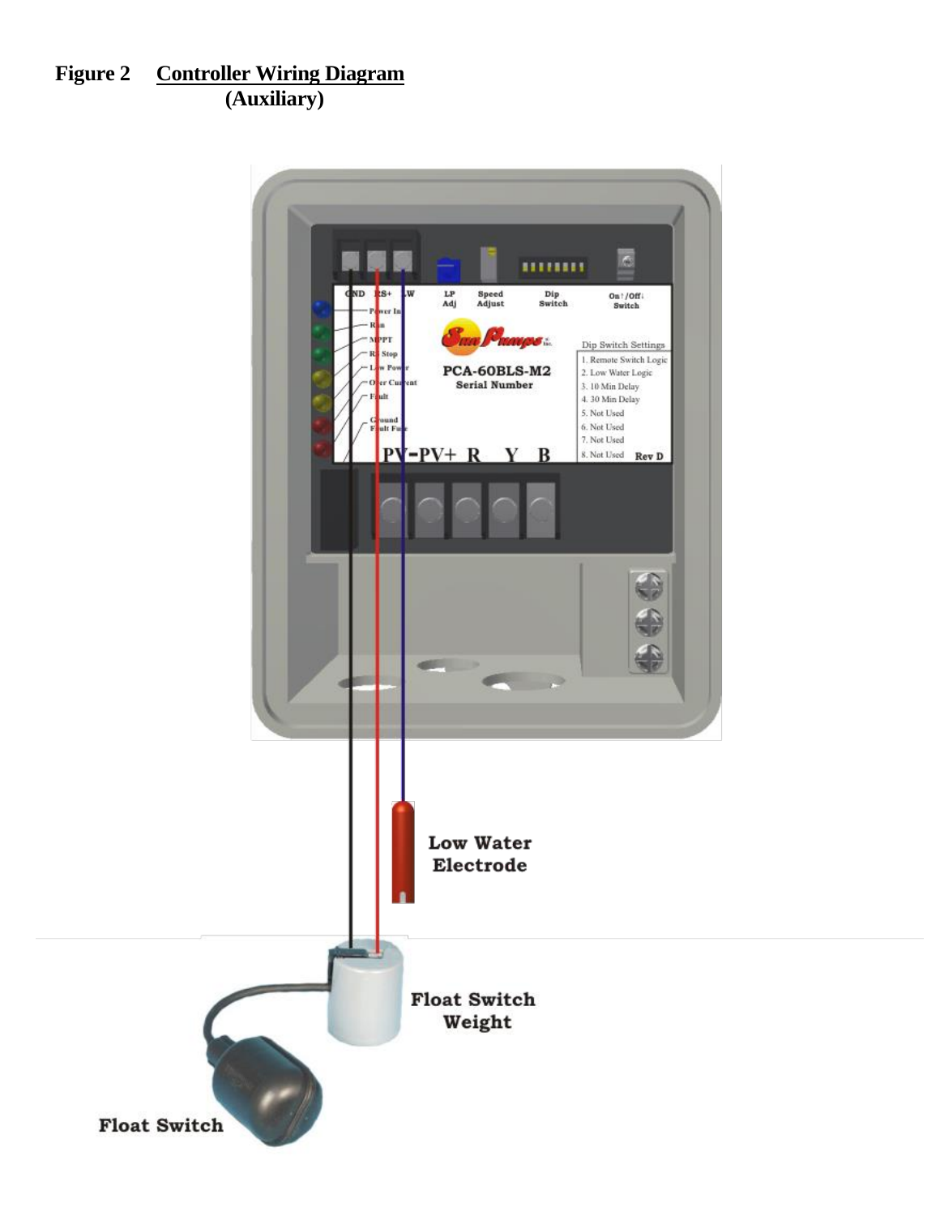**Figure 2 Controller Wiring Diagram (Auxiliary)**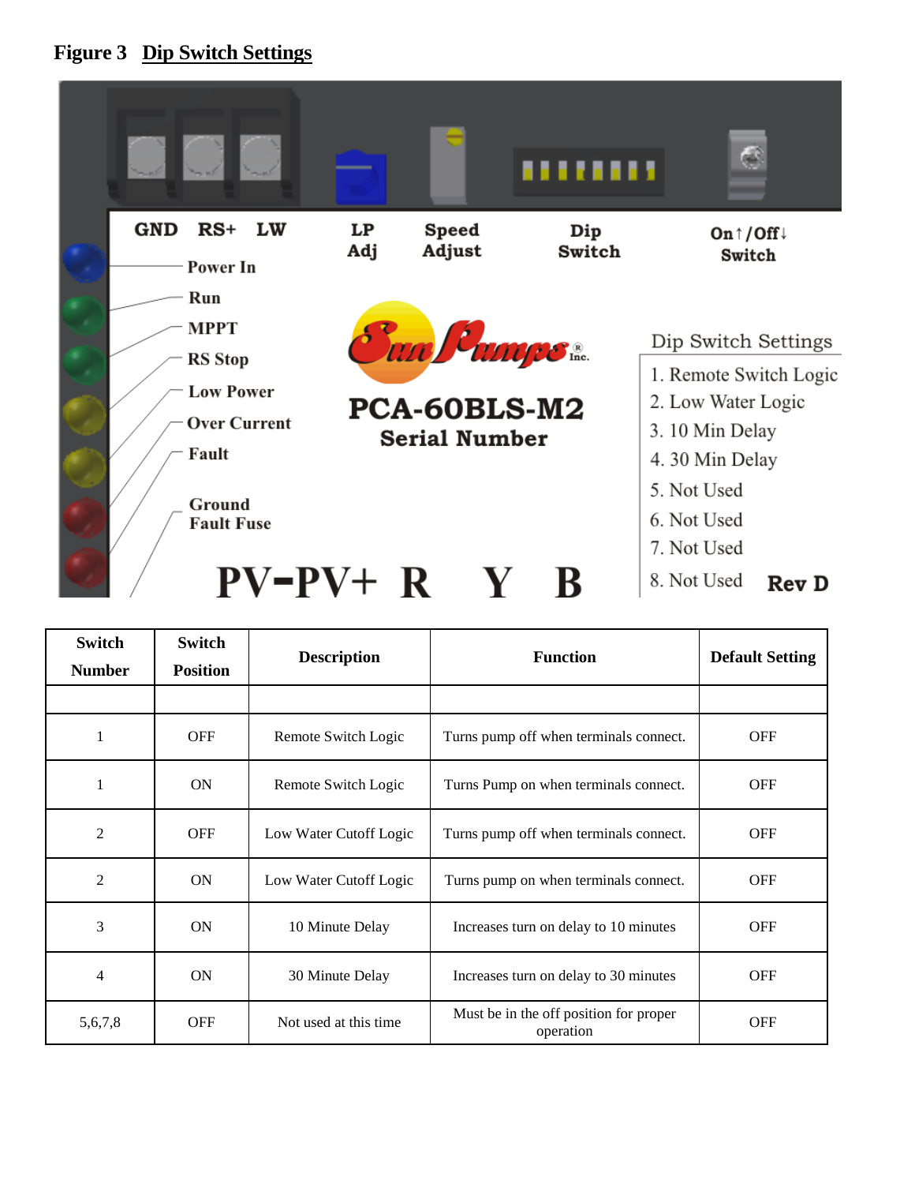**Figure 3 Dip Switch Settings**

GND RS+ LW

LP Adj

Speed Adjust

Dip Switch

On↑/Off↓ Switch

Power In

Run

MPPT

RS Stop

Low Power

Over Current

Fault

Ground Fault Fuse

Sun Pumps Inc.

PCA-60BLS-M2

Serial Number

Dip Switch Settings

1. Remote Switch Logic
2. Low Water Logic
3. 10 Min Delay
4. 30 Min Delay
5. Not Used
6. Not Used
7. Not Used
8. Not Used

Rev D

PV- PV+ R Y B

| Switch Number | Switch Position | Description | Function | Default Setting |
|---|---|---|---|---|
| | | | | |
| 1 | OFF | Remote Switch Logic | Turns pump off when terminals connect. | OFF |
| 1 | ON | Remote Switch Logic | Turns Pump on when terminals connect. | OFF |
| 2 | OFF | Low Water Cutoff Logic | Turns pump off when terminals connect. | OFF |
| 2 | ON | Low Water Cutoff Logic | Turns pump on when terminals connect. | OFF |
| 3 | ON | 10 Minute Delay | Increases turn on delay to 10 minutes | OFF |
| 4 | ON | 30 Minute Delay | Increases turn on delay to 30 minutes | OFF |
| 5,6,7,8 | OFF | Not used at this time | Must be in the off position for proper operation | OFF |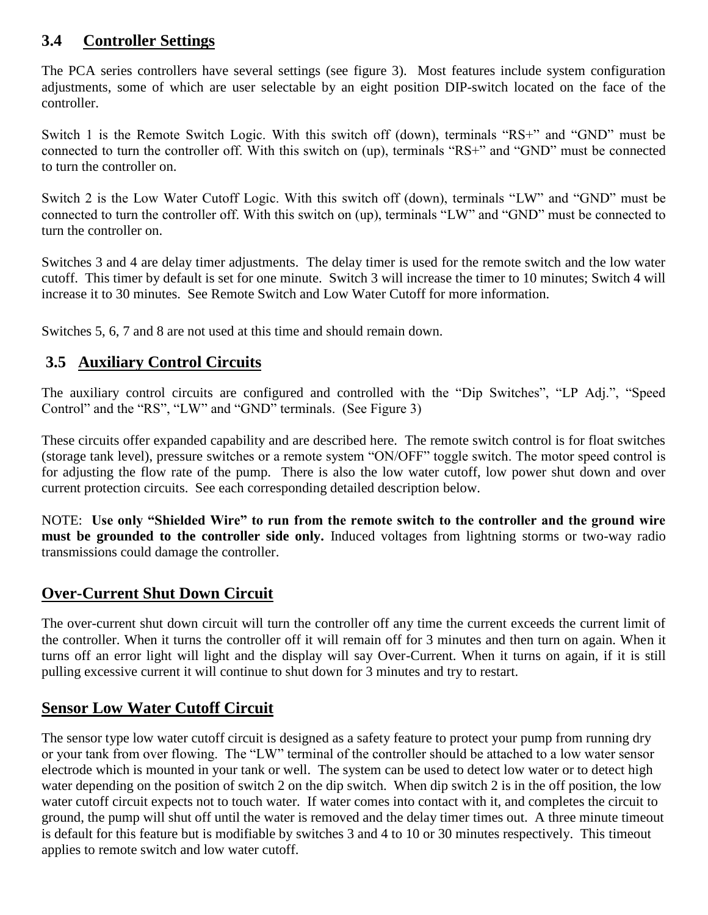## 3.4 Controller Settings

The PCA series controllers have several settings (see figure 3). Most features include system configuration adjustments, some of which are user selectable by an eight position DIP-switch located on the face of the controller.

Switch 1 is the Remote Switch Logic. With this switch off (down), terminals “RS+” and “GND” must be connected to turn the controller off. With this switch on (up), terminals “RS+” and “GND” must be connected to turn the controller on.

Switch 2 is the Low Water Cutoff Logic. With this switch off (down), terminals “LW” and “GND” must be connected to turn the controller off. With this switch on (up), terminals “LW” and “GND” must be connected to turn the controller on.

Switches 3 and 4 are delay timer adjustments. The delay timer is used for the remote switch and the low water cutoff. This timer by default is set for one minute. Switch 3 will increase the timer to 10 minutes; Switch 4 will increase it to 30 minutes. See Remote Switch and Low Water Cutoff for more information.

Switches 5, 6, 7 and 8 are not used at this time and should remain down.

## 3.5 Auxiliary Control Circuits

The auxiliary control circuits are configured and controlled with the “Dip Switches”, “LP Adj.”, “Speed Control” and the “RS”, “LW” and “GND” terminals. (See Figure 3)

These circuits offer expanded capability and are described here. The remote switch control is for float switches (storage tank level), pressure switches or a remote system “ON/OFF” toggle switch. The motor speed control is for adjusting the flow rate of the pump. There is also the low water cutoff, low power shut down and over current protection circuits. See each corresponding detailed description below.

NOTE: **Use only “Shielded Wire” to run from the remote switch to the controller and the ground wire must be grounded to the controller side only.** Induced voltages from lightning storms or two-way radio transmissions could damage the controller.

### Over-Current Shut Down Circuit

The over-current shut down circuit will turn the controller off any time the current exceeds the current limit of the controller. When it turns the controller off it will remain off for 3 minutes and then turn on again. When it turns off an error light will light and the display will say Over-Current. When it turns on again, if it is still pulling excessive current it will continue to shut down for 3 minutes and try to restart.

### Sensor Low Water Cutoff Circuit

The sensor type low water cutoff circuit is designed as a safety feature to protect your pump from running dry or your tank from over flowing. The “LW” terminal of the controller should be attached to a low water sensor electrode which is mounted in your tank or well. The system can be used to detect low water or to detect high water depending on the position of switch 2 on the dip switch. When dip switch 2 is in the off position, the low water cutoff circuit expects not to touch water. If water comes into contact with it, and completes the circuit to ground, the pump will shut off until the water is removed and the delay timer times out. A three minute timeout is default for this feature but is modifiable by switches 3 and 4 to 10 or 30 minutes respectively. This timeout applies to remote switch and low water cutoff.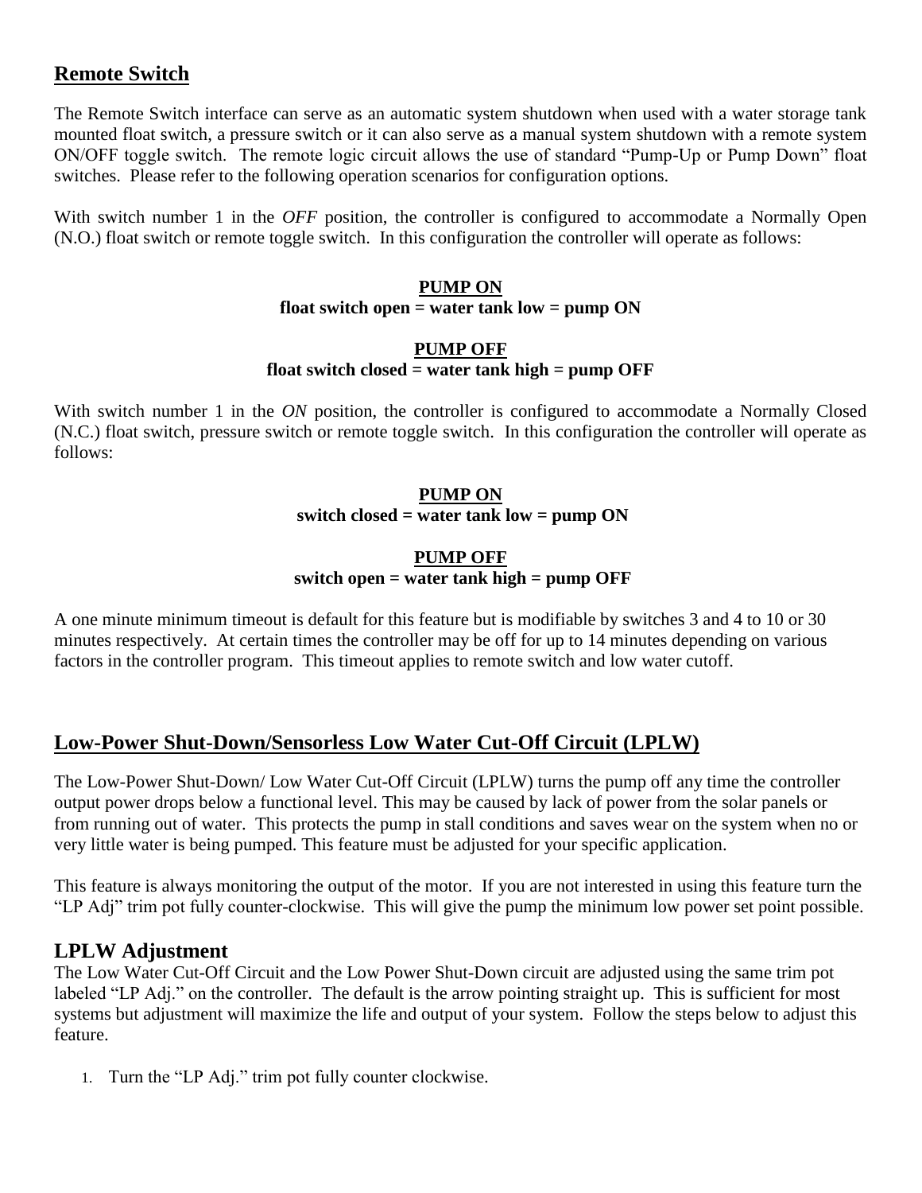## Remote Switch

The Remote Switch interface can serve as an automatic system shutdown when used with a water storage tank mounted float switch, a pressure switch or it can also serve as a manual system shutdown with a remote system ON/OFF toggle switch. The remote logic circuit allows the use of standard "Pump-Up or Pump Down" float switches. Please refer to the following operation scenarios for configuration options.

With switch number 1 in the *OFF* position, the controller is configured to accommodate a Normally Open (N.O.) float switch or remote toggle switch. In this configuration the controller will operate as follows:

**PUMP ON**
**float switch open = water tank low = pump ON**

**PUMP OFF**
**float switch closed = water tank high = pump OFF**

With switch number 1 in the *ON* position, the controller is configured to accommodate a Normally Closed (N.C.) float switch, pressure switch or remote toggle switch. In this configuration the controller will operate as follows:

**PUMP ON**
**switch closed = water tank low = pump ON**

**PUMP OFF**
**switch open = water tank high = pump OFF**

A one minute minimum timeout is default for this feature but is modifiable by switches 3 and 4 to 10 or 30 minutes respectively. At certain times the controller may be off for up to 14 minutes depending on various factors in the controller program. This timeout applies to remote switch and low water cutoff.

## Low-Power Shut-Down/Sensorless Low Water Cut-Off Circuit (LPLW)

The Low-Power Shut-Down/ Low Water Cut-Off Circuit (LPLW) turns the pump off any time the controller output power drops below a functional level. This may be caused by lack of power from the solar panels or from running out of water. This protects the pump in stall conditions and saves wear on the system when no or very little water is being pumped. This feature must be adjusted for your specific application.

This feature is always monitoring the output of the motor. If you are not interested in using this feature turn the "LP Adj" trim pot fully counter-clockwise. This will give the pump the minimum low power set point possible.

### LPLW Adjustment

The Low Water Cut-Off Circuit and the Low Power Shut-Down circuit are adjusted using the same trim pot labeled "LP Adj." on the controller. The default is the arrow pointing straight up. This is sufficient for most systems but adjustment will maximize the life and output of your system. Follow the steps below to adjust this feature.

1. Turn the "LP Adj." trim pot fully counter clockwise.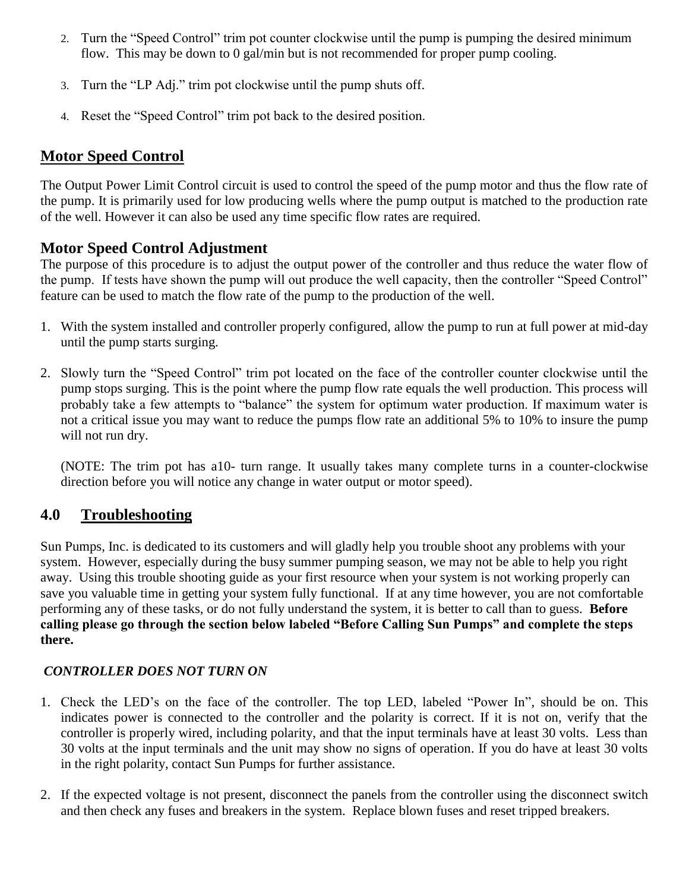2. Turn the “Speed Control” trim pot counter clockwise until the pump is pumping the desired minimum flow. This may be down to 0 gal/min but is not recommended for proper pump cooling.

3. Turn the “LP Adj.” trim pot clockwise until the pump shuts off.

4. Reset the “Speed Control” trim pot back to the desired position.

## Motor Speed Control

The Output Power Limit Control circuit is used to control the speed of the pump motor and thus the flow rate of the pump. It is primarily used for low producing wells where the pump output is matched to the production rate of the well. However it can also be used any time specific flow rates are required.

### Motor Speed Control Adjustment

The purpose of this procedure is to adjust the output power of the controller and thus reduce the water flow of the pump. If tests have shown the pump will out produce the well capacity, then the controller “Speed Control” feature can be used to match the flow rate of the pump to the production of the well.

1. With the system installed and controller properly configured, allow the pump to run at full power at mid-day until the pump starts surging.

2. Slowly turn the “Speed Control” trim pot located on the face of the controller counter clockwise until the pump stops surging. This is the point where the pump flow rate equals the well production. This process will probably take a few attempts to “balance” the system for optimum water production. If maximum water is not a critical issue you may want to reduce the pumps flow rate an additional 5% to 10% to insure the pump will not run dry.

   (NOTE: The trim pot has a10- turn range. It usually takes many complete turns in a counter-clockwise direction before you will notice any change in water output or motor speed).

## 4.0 Troubleshooting

Sun Pumps, Inc. is dedicated to its customers and will gladly help you trouble shoot any problems with your system. However, especially during the busy summer pumping season, we may not be able to help you right away. Using this trouble shooting guide as your first resource when your system is not working properly can save you valuable time in getting your system fully functional. If at any time however, you are not comfortable performing any of these tasks, or do not fully understand the system, it is better to call than to guess. **Before calling please go through the section below labeled “Before Calling Sun Pumps” and complete the steps there.**

***CONTROLLER DOES NOT TURN ON***

1. Check the LED’s on the face of the controller. The top LED, labeled “Power In”, should be on. This indicates power is connected to the controller and the polarity is correct. If it is not on, verify that the controller is properly wired, including polarity, and that the input terminals have at least 30 volts. Less than 30 volts at the input terminals and the unit may show no signs of operation. If you do have at least 30 volts in the right polarity, contact Sun Pumps for further assistance.

2. If the expected voltage is not present, disconnect the panels from the controller using the disconnect switch and then check any fuses and breakers in the system. Replace blown fuses and reset tripped breakers.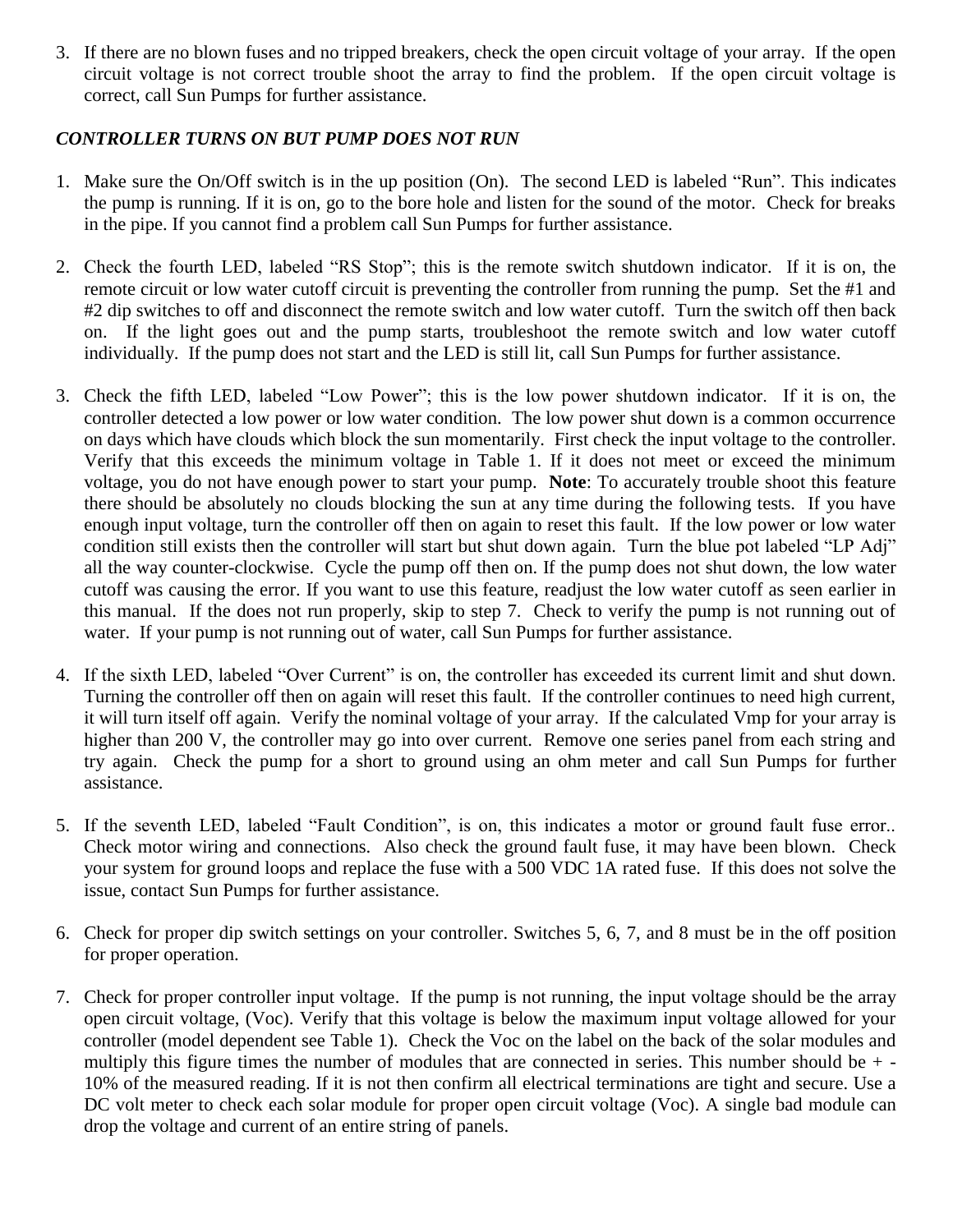3. If there are no blown fuses and no tripped breakers, check the open circuit voltage of your array. If the open circuit voltage is not correct trouble shoot the array to find the problem. If the open circuit voltage is correct, call Sun Pumps for further assistance.

***CONTROLLER TURNS ON BUT PUMP DOES NOT RUN***

1. Make sure the On/Off switch is in the up position (On). The second LED is labeled "Run". This indicates the pump is running. If it is on, go to the bore hole and listen for the sound of the motor. Check for breaks in the pipe. If you cannot find a problem call Sun Pumps for further assistance.

2. Check the fourth LED, labeled "RS Stop"; this is the remote switch shutdown indicator. If it is on, the remote circuit or low water cutoff circuit is preventing the controller from running the pump. Set the #1 and #2 dip switches to off and disconnect the remote switch and low water cutoff. Turn the switch off then back on. If the light goes out and the pump starts, troubleshoot the remote switch and low water cutoff individually. If the pump does not start and the LED is still lit, call Sun Pumps for further assistance.

3. Check the fifth LED, labeled "Low Power"; this is the low power shutdown indicator. If it is on, the controller detected a low power or low water condition. The low power shut down is a common occurrence on days which have clouds which block the sun momentarily. First check the input voltage to the controller. Verify that this exceeds the minimum voltage in Table 1. If it does not meet or exceed the minimum voltage, you do not have enough power to start your pump. **Note**: To accurately trouble shoot this feature there should be absolutely no clouds blocking the sun at any time during the following tests. If you have enough input voltage, turn the controller off then on again to reset this fault. If the low power or low water condition still exists then the controller will start but shut down again. Turn the blue pot labeled "LP Adj" all the way counter-clockwise. Cycle the pump off then on. If the pump does not shut down, the low water cutoff was causing the error. If you want to use this feature, readjust the low water cutoff as seen earlier in this manual. If the does not run properly, skip to step 7. Check to verify the pump is not running out of water. If your pump is not running out of water, call Sun Pumps for further assistance.

4. If the sixth LED, labeled "Over Current" is on, the controller has exceeded its current limit and shut down. Turning the controller off then on again will reset this fault. If the controller continues to need high current, it will turn itself off again. Verify the nominal voltage of your array. If the calculated Vmp for your array is higher than 200 V, the controller may go into over current. Remove one series panel from each string and try again. Check the pump for a short to ground using an ohm meter and call Sun Pumps for further assistance.

5. If the seventh LED, labeled "Fault Condition", is on, this indicates a motor or ground fault fuse error.. Check motor wiring and connections. Also check the ground fault fuse, it may have been blown. Check your system for ground loops and replace the fuse with a 500 VDC 1A rated fuse. If this does not solve the issue, contact Sun Pumps for further assistance.

6. Check for proper dip switch settings on your controller. Switches 5, 6, 7, and 8 must be in the off position for proper operation.

7. Check for proper controller input voltage. If the pump is not running, the input voltage should be the array open circuit voltage, (Voc). Verify that this voltage is below the maximum input voltage allowed for your controller (model dependent see Table 1). Check the Voc on the label on the back of the solar modules and multiply this figure times the number of modules that are connected in series. This number should be + - 10% of the measured reading. If it is not then confirm all electrical terminations are tight and secure. Use a DC volt meter to check each solar module for proper open circuit voltage (Voc). A single bad module can drop the voltage and current of an entire string of panels.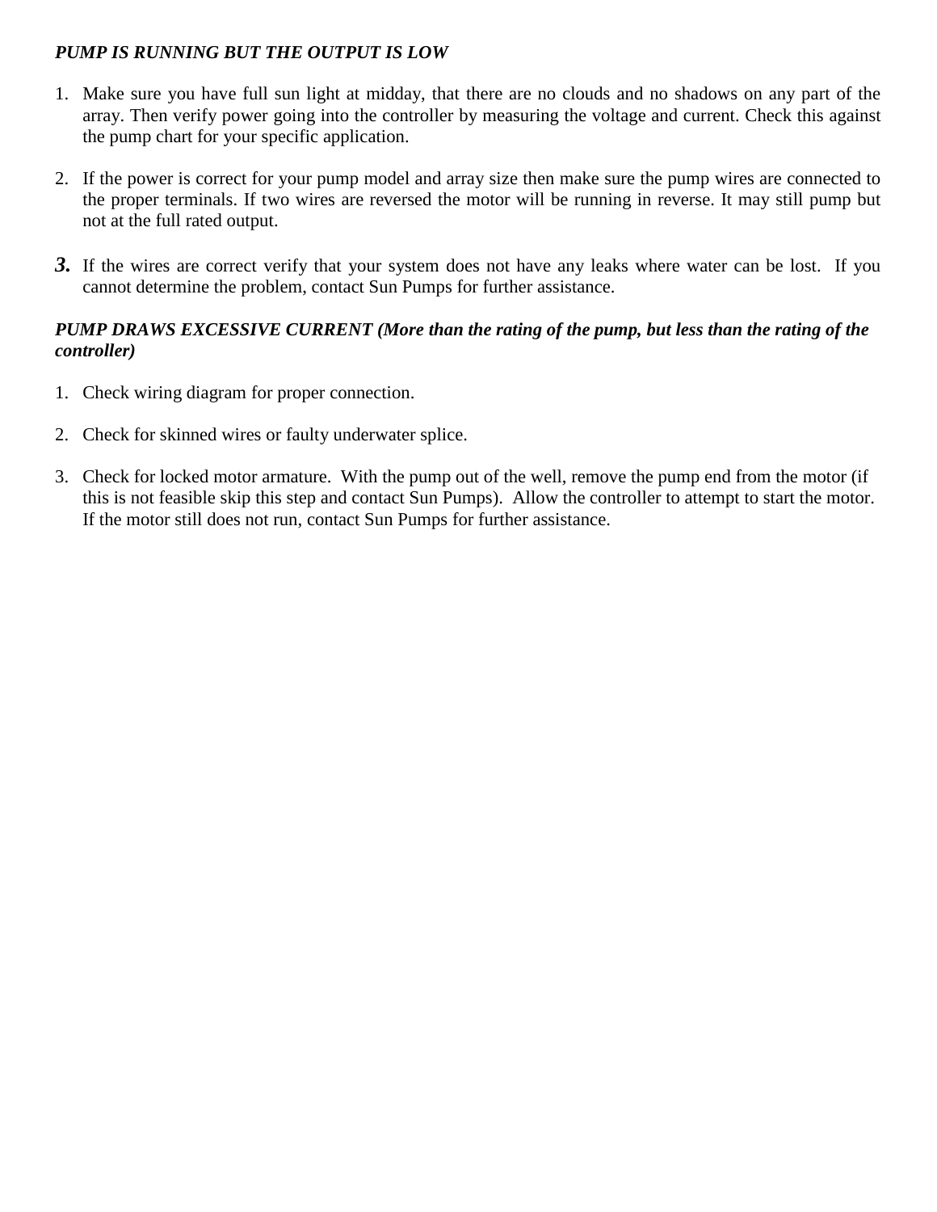***PUMP IS RUNNING BUT THE OUTPUT IS LOW***

1. Make sure you have full sun light at midday, that there are no clouds and no shadows on any part of the array. Then verify power going into the controller by measuring the voltage and current. Check this against the pump chart for your specific application.

2. If the power is correct for your pump model and array size then make sure the pump wires are connected to the proper terminals. If two wires are reversed the motor will be running in reverse. It may still pump but not at the full rated output.

3. If the wires are correct verify that your system does not have any leaks where water can be lost. If you cannot determine the problem, contact Sun Pumps for further assistance.

***PUMP DRAWS EXCESSIVE CURRENT (More than the rating of the pump, but less than the rating of the controller)***

1. Check wiring diagram for proper connection.

2. Check for skinned wires or faulty underwater splice.

3. Check for locked motor armature. With the pump out of the well, remove the pump end from the motor (if this is not feasible skip this step and contact Sun Pumps). Allow the controller to attempt to start the motor. If the motor still does not run, contact Sun Pumps for further assistance.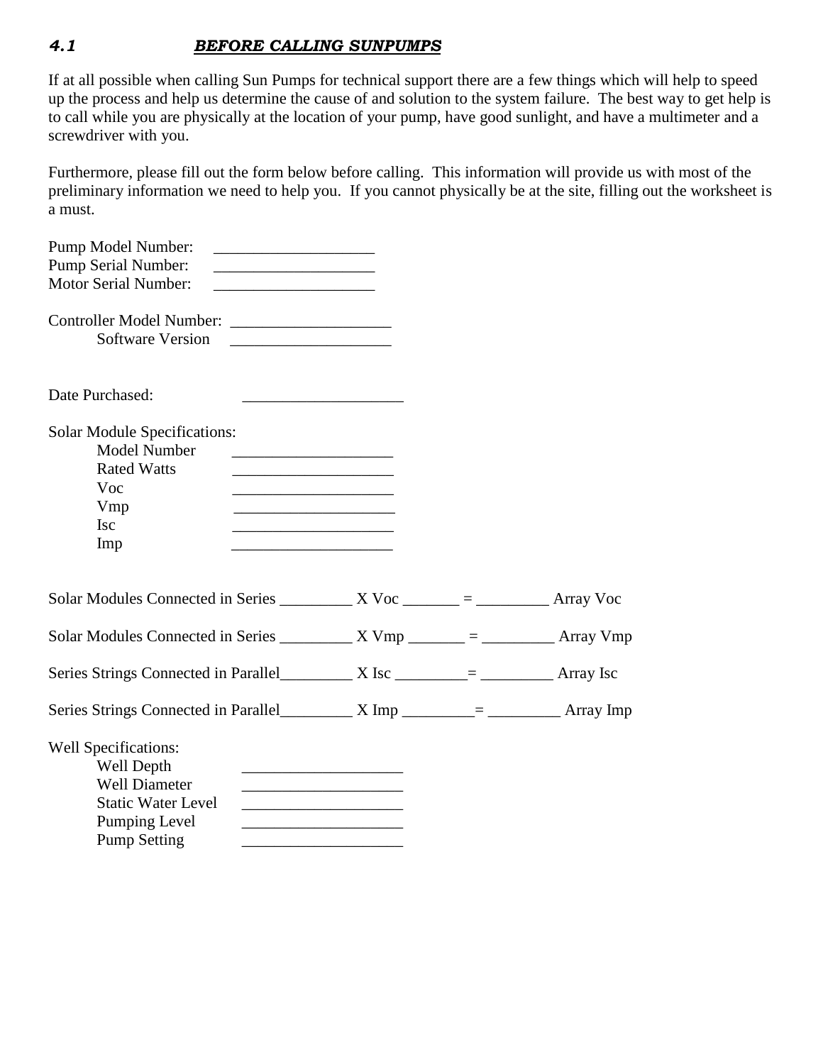## *4.1 BEFORE CALLING SUNPUMPS*

If at all possible when calling Sun Pumps for technical support there are a few things which will help to speed up the process and help us determine the cause of and solution to the system failure. The best way to get help is to call while you are physically at the location of your pump, have good sunlight, and have a multimeter and a screwdriver with you.

Furthermore, please fill out the form below before calling. This information will provide us with most of the preliminary information we need to help you. If you cannot physically be at the site, filling out the worksheet is a must.

Pump Model Number: ____________________
Pump Serial Number: ____________________
Motor Serial Number: ____________________

Controller Model Number: ____________________
Software Version ____________________

Date Purchased: ____________________

Solar Module Specifications:

- Model Number ____________________
- Rated Watts ____________________
- Voc ____________________
- Vmp ____________________
- Isc ____________________
- Imp ____________________

Solar Modules Connected in Series _________ X Voc _______ = _________ Array Voc

Solar Modules Connected in Series _________ X Vmp _______ = _________ Array Vmp

Series Strings Connected in Parallel_________ X Isc _________= _________ Array Isc

Series Strings Connected in Parallel_________ X Imp _________= _________ Array Imp

Well Specifications:

- Well Depth ____________________
- Well Diameter ____________________
- Static Water Level ____________________
- Pumping Level ____________________
- Pump Setting ____________________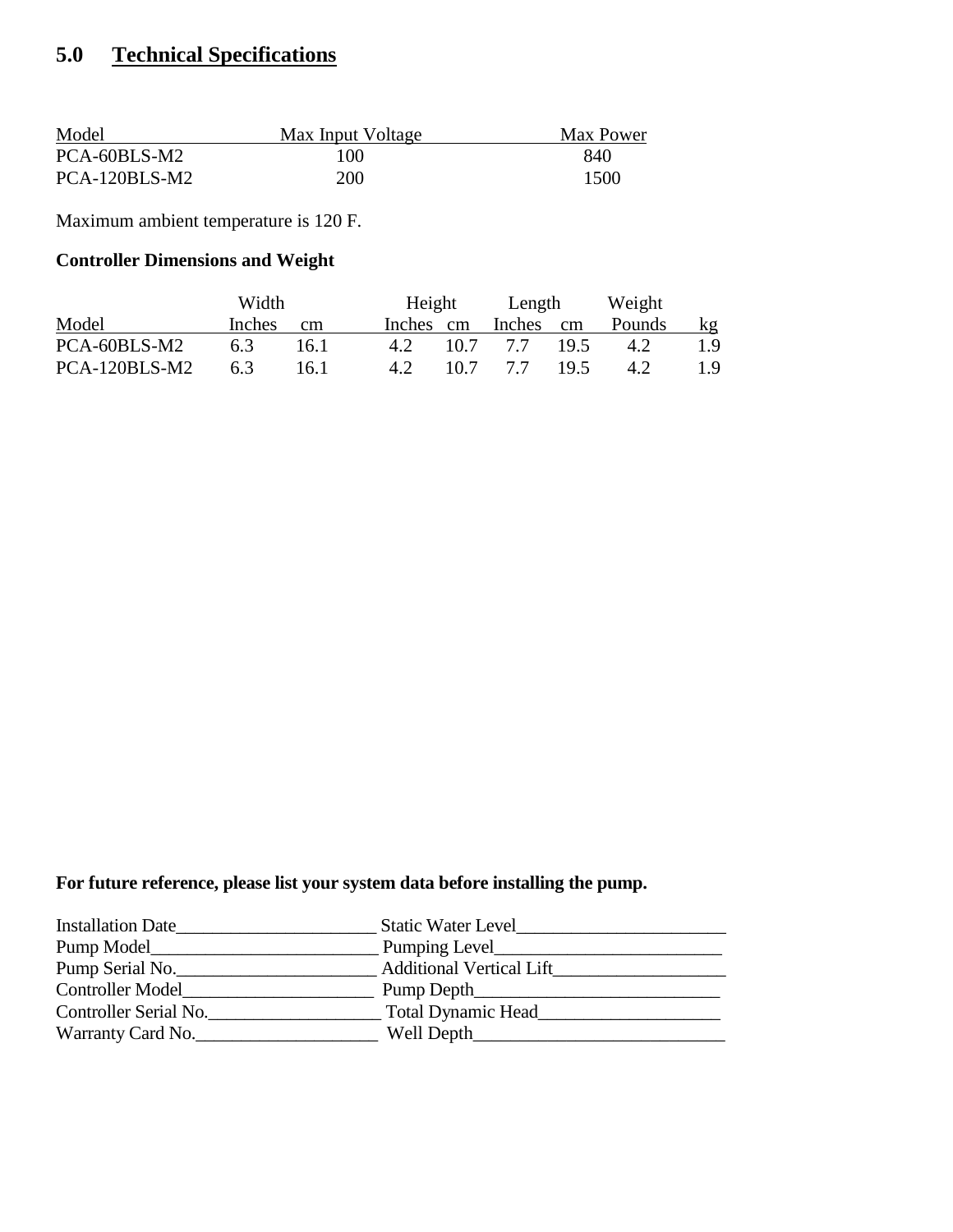## 5.0 Technical Specifications

| Model | Max Input Voltage | Max Power |
|---|---|---|
| PCA-60BLS-M2 | 100 | 840 |
| PCA-120BLS-M2 | 200 | 1500 |

Maximum ambient temperature is 120 F.

**Controller Dimensions and Weight**

| | Width | | Height | | Length | | Weight | |
|---|---|---|---|---|---|---|---|---|
| Model | Inches | cm | Inches | cm | Inches | cm | Pounds | kg |
| PCA-60BLS-M2 | 6.3 | 16.1 | 4.2 | 10.7 | 7.7 | 19.5 | 4.2 | 1.9 |
| PCA-120BLS-M2 | 6.3 | 16.1 | 4.2 | 10.7 | 7.7 | 19.5 | 4.2 | 1.9 |

**For future reference, please list your system data before installing the pump.**

Installation Date______________________ Static Water Level_______________________
Pump Model_________________________ Pumping Level_________________________
Pump Serial No.______________________ Additional Vertical Lift___________________
Controller Model_____________________ Pump Depth___________________________
Controller Serial No.___________________ Total Dynamic Head____________________
Warranty Card No.____________________ Well Depth____________________________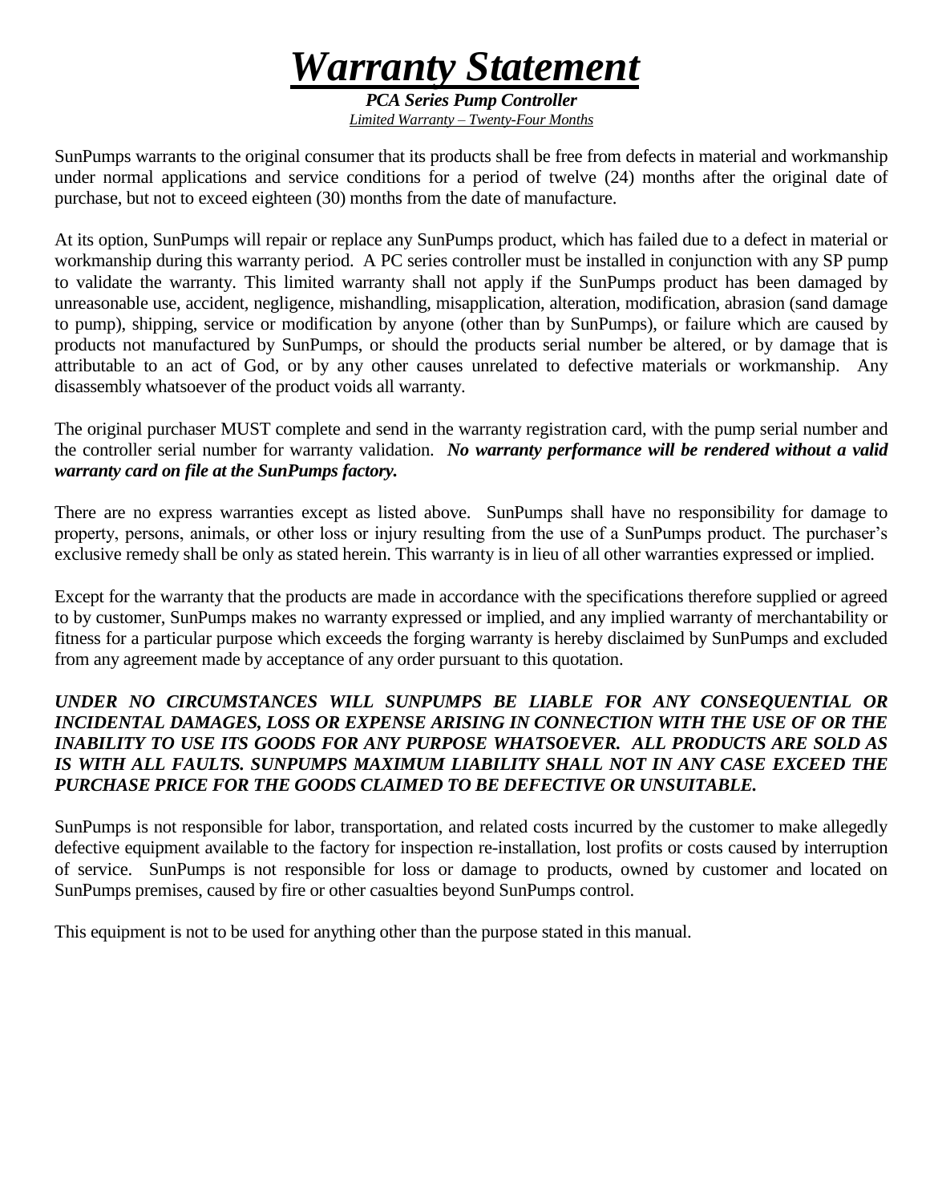# ***Warranty Statement***

***PCA Series Pump Controller***

*Limited Warranty – Twenty-Four Months*

SunPumps warrants to the original consumer that its products shall be free from defects in material and workmanship under normal applications and service conditions for a period of twelve (24) months after the original date of purchase, but not to exceed eighteen (30) months from the date of manufacture.

At its option, SunPumps will repair or replace any SunPumps product, which has failed due to a defect in material or workmanship during this warranty period. A PC series controller must be installed in conjunction with any SP pump to validate the warranty. This limited warranty shall not apply if the SunPumps product has been damaged by unreasonable use, accident, negligence, mishandling, misapplication, alteration, modification, abrasion (sand damage to pump), shipping, service or modification by anyone (other than by SunPumps), or failure which are caused by products not manufactured by SunPumps, or should the products serial number be altered, or by damage that is attributable to an act of God, or by any other causes unrelated to defective materials or workmanship. Any disassembly whatsoever of the product voids all warranty.

The original purchaser MUST complete and send in the warranty registration card, with the pump serial number and the controller serial number for warranty validation. ***No warranty performance will be rendered without a valid warranty card on file at the SunPumps factory.***

There are no express warranties except as listed above. SunPumps shall have no responsibility for damage to property, persons, animals, or other loss or injury resulting from the use of a SunPumps product. The purchaser's exclusive remedy shall be only as stated herein. This warranty is in lieu of all other warranties expressed or implied.

Except for the warranty that the products are made in accordance with the specifications therefore supplied or agreed to by customer, SunPumps makes no warranty expressed or implied, and any implied warranty of merchantability or fitness for a particular purpose which exceeds the forging warranty is hereby disclaimed by SunPumps and excluded from any agreement made by acceptance of any order pursuant to this quotation.

***UNDER NO CIRCUMSTANCES WILL SUNPUMPS BE LIABLE FOR ANY CONSEQUENTIAL OR INCIDENTAL DAMAGES, LOSS OR EXPENSE ARISING IN CONNECTION WITH THE USE OF OR THE INABILITY TO USE ITS GOODS FOR ANY PURPOSE WHATSOEVER. ALL PRODUCTS ARE SOLD AS IS WITH ALL FAULTS. SUNPUMPS MAXIMUM LIABILITY SHALL NOT IN ANY CASE EXCEED THE PURCHASE PRICE FOR THE GOODS CLAIMED TO BE DEFECTIVE OR UNSUITABLE.***

SunPumps is not responsible for labor, transportation, and related costs incurred by the customer to make allegedly defective equipment available to the factory for inspection re-installation, lost profits or costs caused by interruption of service. SunPumps is not responsible for loss or damage to products, owned by customer and located on SunPumps premises, caused by fire or other casualties beyond SunPumps control.

This equipment is not to be used for anything other than the purpose stated in this manual.